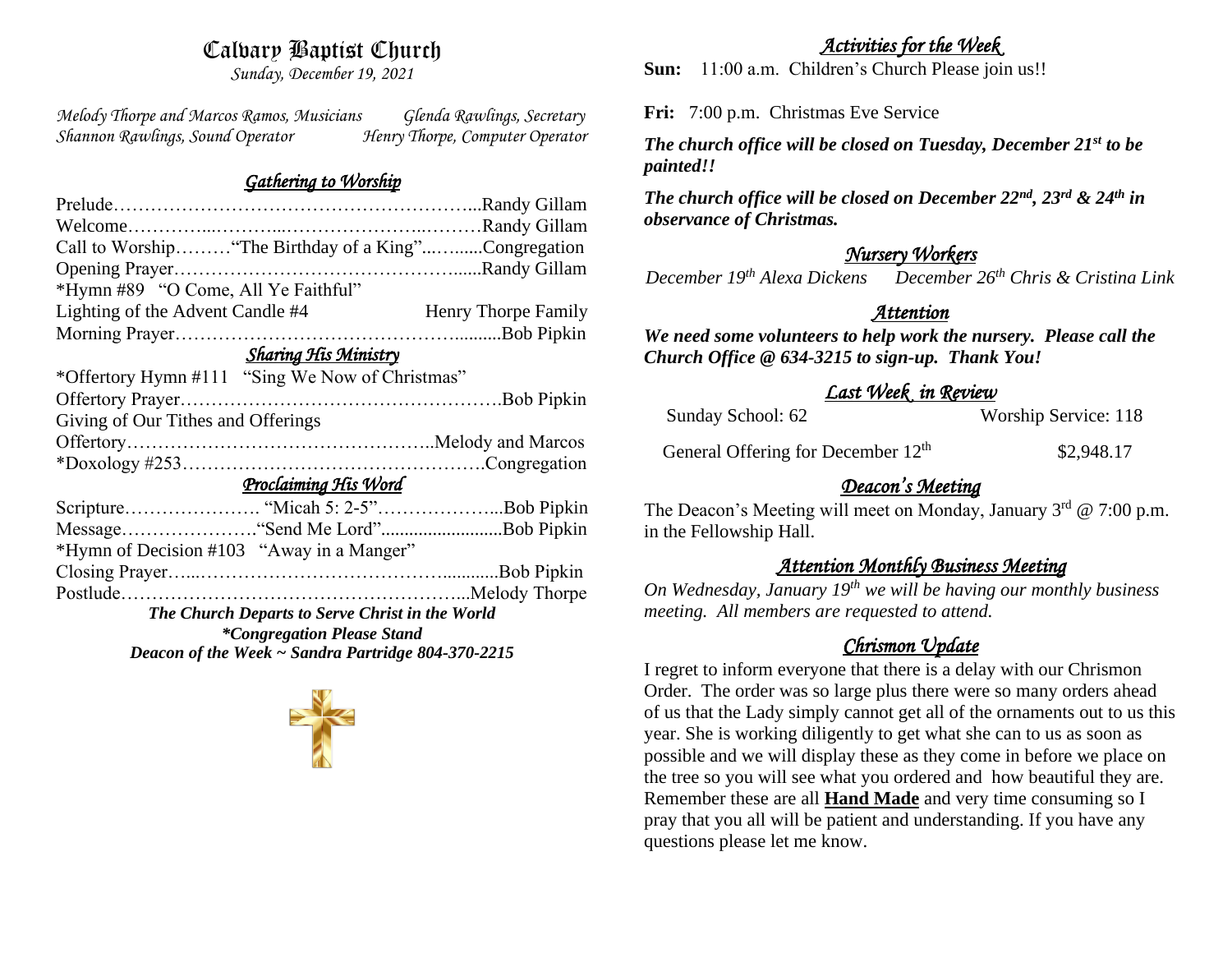# Calvary Baptist Church

*Sunday, December 19, 2021*

*Melody Thorpe and Marcos Ramos, Musicians* | *Glenda Rawlings, Secretary*
*Shannon Rawlings, Sound Operator* | *Henry Thorpe, Computer Operator*

## *Gathering to Worship*

Prelude……………………………………………………...Randy Gillam
Welcome…………...………...…………………...………Randy Gillam
Call to Worship………"The Birthday of a King"...….......Congregation
Opening Prayer………………………………………......Randy Gillam
*Hymn #89 "O Come, All Ye Faithful"
Lighting of the Advent Candle #4 Henry Thorpe Family
Morning Prayer……………………………………..........Bob Pipkin

## *Sharing His Ministry*

*Offertory Hymn #111 "Sing We Now of Christmas"
Offertory Prayer…………………………………………….Bob Pipkin
Giving of Our Tithes and Offerings
Offertory…………………………………………..Melody and Marcos
*Doxology #253………………………………………….Congregation

## *Proclaiming His Word*

Scripture…………………. "Micah 5: 2-5"………………...Bob Pipkin
Message………………….."Send Me Lord"..........................Bob Pipkin
*Hymn of Decision #103 "Away in a Manger"
Closing Prayer…...……………………………….............Bob Pipkin
Postlude………………………………………………...Melody Thorpe

***The Church Departs to Serve Christ in the World***
***\*Congregation Please Stand***
***Deacon of the Week ~ Sandra Partridge 804-370-2215***

## *Activities for the Week*

**Sun:** 11:00 a.m. Children's Church Please join us!!

**Fri:** 7:00 p.m. Christmas Eve Service

***The church office will be closed on Tuesday, December 21st to be painted!!***

***The church office will be closed on December 22nd, 23rd & 24th in observance of Christmas.***

## *Nursery Workers*

*December 19th Alexa Dickens* *December 26th Chris & Cristina Link*

## *Attention*

***We need some volunteers to help work the nursery. Please call the Church Office @ 634-3215 to sign-up. Thank You!***

## *Last Week in Review*

Sunday School: 62 Worship Service: 118

General Offering for December 12th $2,948.17

## *Deacon's Meeting*

The Deacon's Meeting will meet on Monday, January 3rd @ 7:00 p.m. in the Fellowship Hall.

## *Attention Monthly Business Meeting*

*On Wednesday, January 19th we will be having our monthly business meeting. All members are requested to attend.*

## *Chrismon Update*

I regret to inform everyone that there is a delay with our Chrismon Order. The order was so large plus there were so many orders ahead of us that the Lady simply cannot get all of the ornaments out to us this year. She is working diligently to get what she can to us as soon as possible and we will display these as they come in before we place on the tree so you will see what you ordered and how beautiful they are. Remember these are all **Hand Made** and very time consuming so I pray that you all will be patient and understanding. If you have any questions please let me know.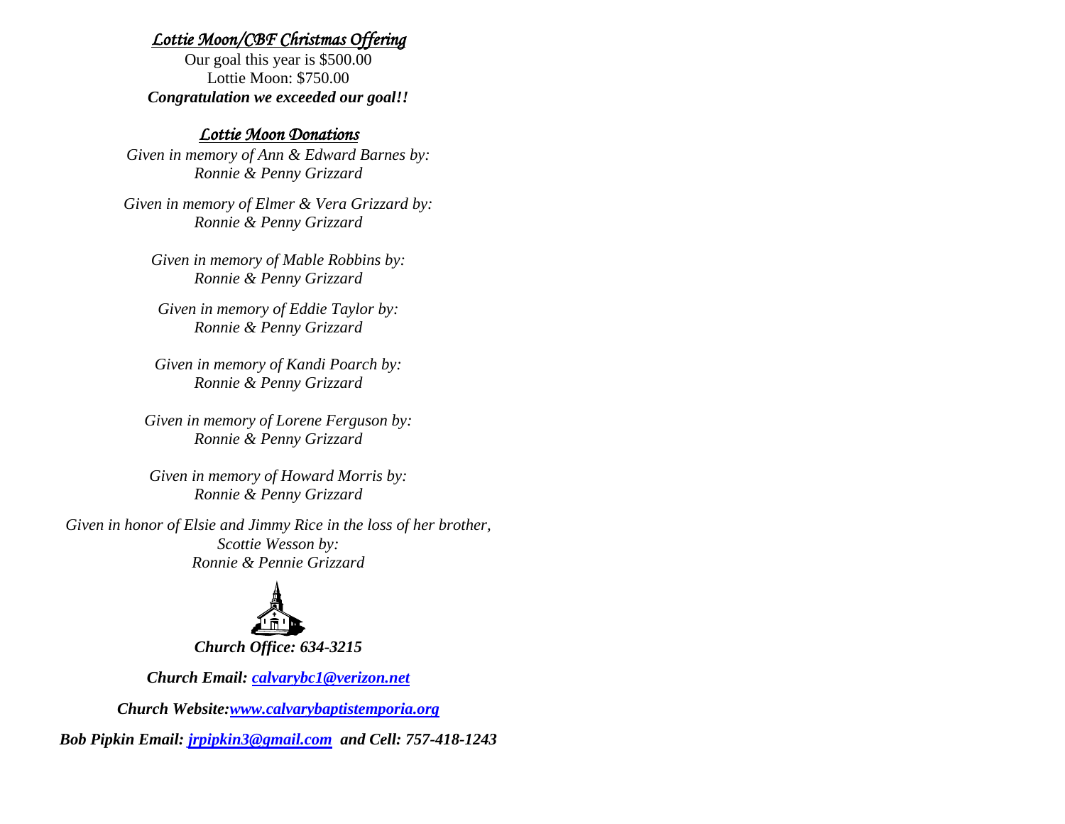## *Lottie Moon/CBF Christmas Offering*

Our goal this year is $500.00

Lottie Moon: $750.00

***Congratulation we exceeded our goal!!***

## *Lottie Moon Donations*

*Given in memory of Ann & Edward Barnes by:*
*Ronnie & Penny Grizzard*

*Given in memory of Elmer & Vera Grizzard by:*
*Ronnie & Penny Grizzard*

*Given in memory of Mable Robbins by:*
*Ronnie & Penny Grizzard*

*Given in memory of Eddie Taylor by:*
*Ronnie & Penny Grizzard*

*Given in memory of Kandi Poarch by:*
*Ronnie & Penny Grizzard*

*Given in memory of Lorene Ferguson by:*
*Ronnie & Penny Grizzard*

*Given in memory of Howard Morris by:*
*Ronnie & Penny Grizzard*

*Given in honor of Elsie and Jimmy Rice in the loss of her brother,*
*Scottie Wesson by:*
*Ronnie & Pennie Grizzard*

***Church Office: 634-3215***

***Church Email: calvarybc1@verizon.net***

***Church Website:www.calvarybaptistemporia.org***

***Bob Pipkin Email: jrpipkin3@gmail.com and Cell: 757-418-1243***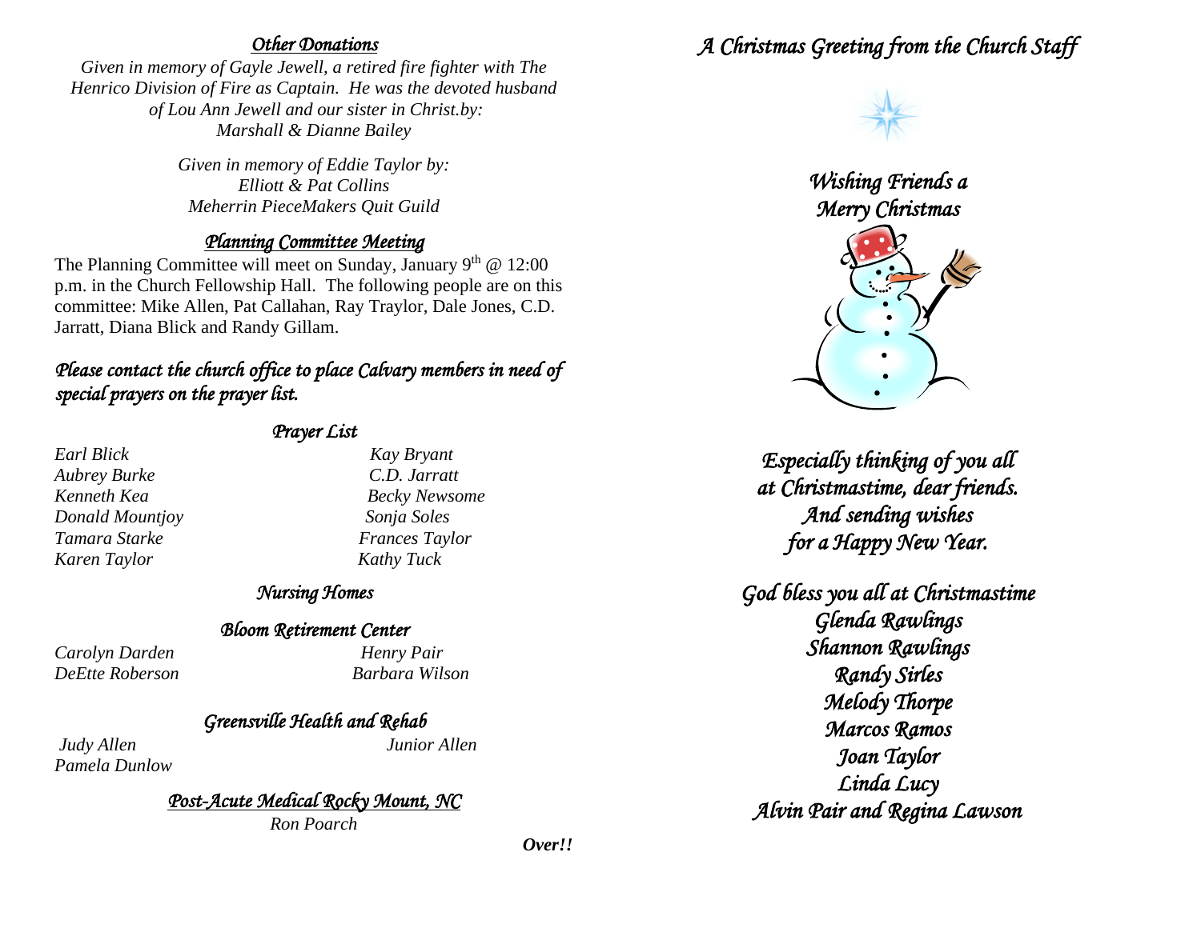### *Other Donations*

*Given in memory of Gayle Jewell, a retired fire fighter with The Henrico Division of Fire as Captain. He was the devoted husband of Lou Ann Jewell and our sister in Christ.by:*
*Marshall & Dianne Bailey*

*Given in memory of Eddie Taylor by:*
*Elliott & Pat Collins*
*Meherrin PieceMakers Quit Guild*

### *Planning Committee Meeting*

The Planning Committee will meet on Sunday, January 9th @ 12:00 p.m. in the Church Fellowship Hall. The following people are on this committee: Mike Allen, Pat Callahan, Ray Traylor, Dale Jones, C.D. Jarratt, Diana Blick and Randy Gillam.

### *Please contact the church office to place Calvary members in need of special prayers on the prayer list.*

### *Prayer List*

| | |
|---|---|
| *Earl Blick* | *Kay Bryant* |
| *Aubrey Burke* | *C.D. Jarratt* |
| *Kenneth Kea* | *Becky Newsome* |
| *Donald Mountjoy* | *Sonja Soles* |
| *Tamara Starke* | *Frances Taylor* |
| *Karen Taylor* | *Kathy Tuck* |

### *Nursing Homes*

#### *Bloom Retirement Center*

| | |
|---|---|
| *Carolyn Darden* | *Henry Pair* |
| *DeEtte Roberson* | *Barbara Wilson* |

#### *Greensville Health and Rehab*

| | |
|---|---|
| *Judy Allen* | *Junior Allen* |
| *Pamela Dunlow* | |

#### *Post-Acute Medical Rocky Mount, NC*

*Ron Poarch*

***Over!!***

## *A Christmas Greeting from the Church Staff*

*Wishing Friends a*
*Merry Christmas*

*Especially thinking of you all*
*at Christmastime, dear friends.*
*And sending wishes*
*for a Happy New Year.*

*God bless you all at Christmastime*
*Glenda Rawlings*
*Shannon Rawlings*
*Randy Sirles*
*Melody Thorpe*
*Marcos Ramos*
*Joan Taylor*
*Linda Lucy*
*Alvin Pair and Regina Lawson*